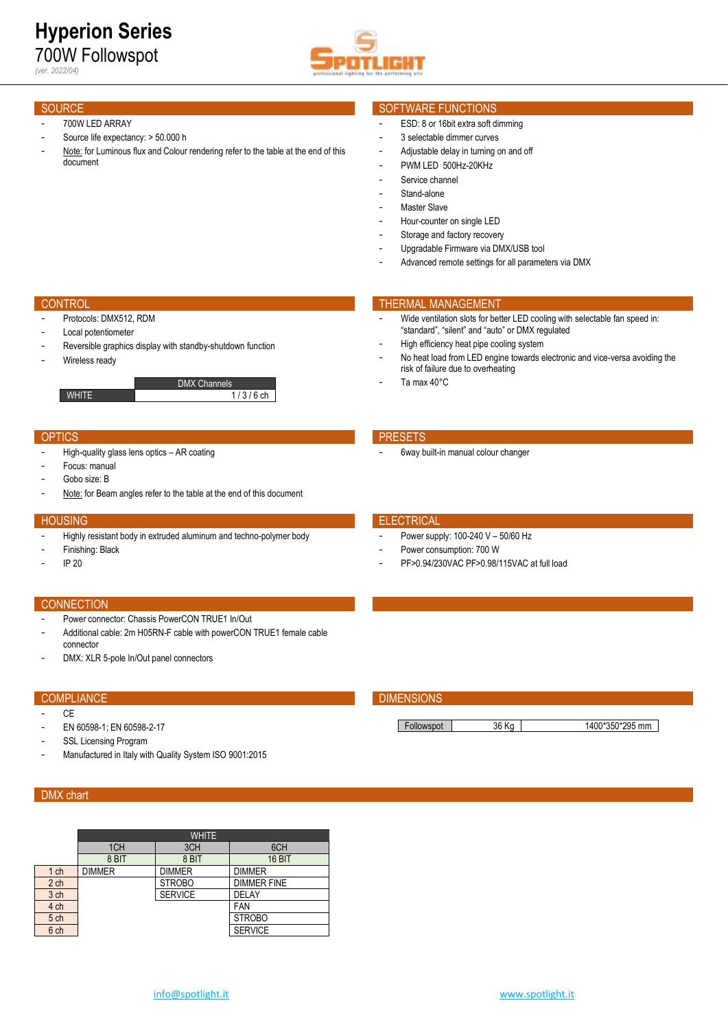# Hyperion Series

## 700W Followspot

*(ver. 2022/04)*

## SOURCE

- 700W LED ARRAY
- Source life expectancy: > 50.000 h
- Note: for Luminous flux and Colour rendering refer to the table at the end of this document

## SOFTWARE FUNCTIONS

- ESD: 8 or 16bit extra soft dimming
- 3 selectable dimmer curves
- Adjustable delay in turning on and off
- PWM LED 500Hz-20KHz
- Service channel
- Stand-alone
- Master Slave
- Hour-counter on single LED
- Storage and factory recovery
- Upgradable Firmware via DMX/USB tool
- Advanced remote settings for all parameters via DMX

## CONTROL

- Protocols: DMX512, RDM
- Local potentiometer
- Reversible graphics display with standby-shutdown function
- Wireless ready

| | DMX Channels |
|---|---|
| WHITE | 1 / 3 / 6 ch |

## THERMAL MANAGEMENT

- Wide ventilation slots for better LED cooling with selectable fan speed in: "standard", "silent" and "auto" or DMX regulated
- High efficiency heat pipe cooling system
- No heat load from LED engine towards electronic and vice-versa avoiding the risk of failure due to overheating
- Ta max 40°C

## OPTICS

- High-quality glass lens optics – AR coating
- Focus: manual
- Gobo size: B
- Note: for Beam angles refer to the table at the end of this document

## PRESETS

- 6way built-in manual colour changer

## HOUSING

- Highly resistant body in extruded aluminum and techno-polymer body
- Finishing: Black
- IP 20

## ELECTRICAL

- Power supply: 100-240 V – 50/60 Hz
- Power consumption: 700 W
- PF>0.94/230VAC PF>0.98/115VAC at full load

## CONNECTION

- Power connector: Chassis PowerCON TRUE1 In/Out
- Additional cable: 2m H05RN-F cable with powerCON TRUE1 female cable connector
- DMX: XLR 5-pole In/Out panel connectors

## COMPLIANCE

- CE
- EN 60598-1; EN 60598-2-17
- SSL Licensing Program
- Manufactured in Italy with Quality System ISO 9001:2015

## DIMENSIONS

| Followspot | 36 Kg | 1400\*350\*295 mm |
|---|---|---|

## DMX chart

| | WHITE | | |
|---|---|---|---|
| | 1CH | 3CH | 6CH |
| | 8 BIT | 8 BIT | 16 BIT |
| 1 ch | DIMMER | DIMMER | DIMMER |
| 2 ch | | STROBO | DIMMER FINE |
| 3 ch | | SERVICE | DELAY |
| 4 ch | | | FAN |
| 5 ch | | | STROBO |
| 6 ch | | | SERVICE |

info@spotlight.it www.spotlight.it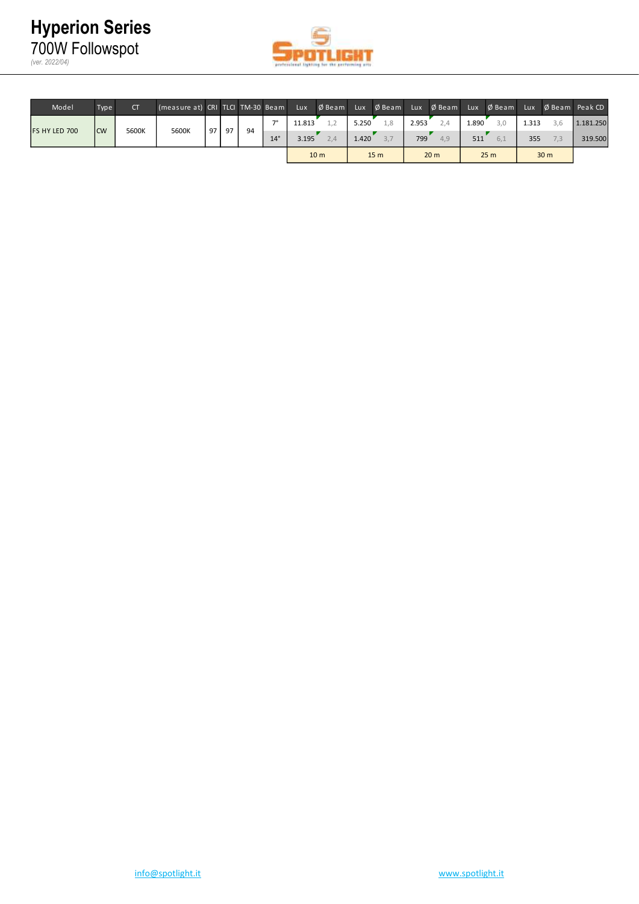# Hyperion Series

700W Followspot

*(ver. 2022/04)*

| Model | Type | CT | (measure at) | CRI | TLCI | TM-30 | Beam | Lux | Ø Beam | Lux | Ø Beam | Lux | Ø Beam | Lux | Ø Beam | Lux | Ø Beam | Peak CD |
|---|---|---|---|---|---|---|---|---|---|---|---|---|---|---|---|---|---|---|
| FS HY LED 700 | CW | 5600K | 5600K | 97 | 97 | 94 | 7° | 11.813 | 1,2 | 5.250 | 1,8 | 2.953 | 2,4 | 1.890 | 3,0 | 1.313 | 3,6 | 1.181.250 |
| | | | | | | | 14° | 3.195 | 2,4 | 1.420 | 3,7 | 799 | 4,9 | 511 | 6,1 | 355 | 7,3 | 319.500 |
| | | | | | | | | 10 m | | 15 m | | 20 m | | 25 m | | 30 m | | |

info@spotlight.it

www.spotlight.it